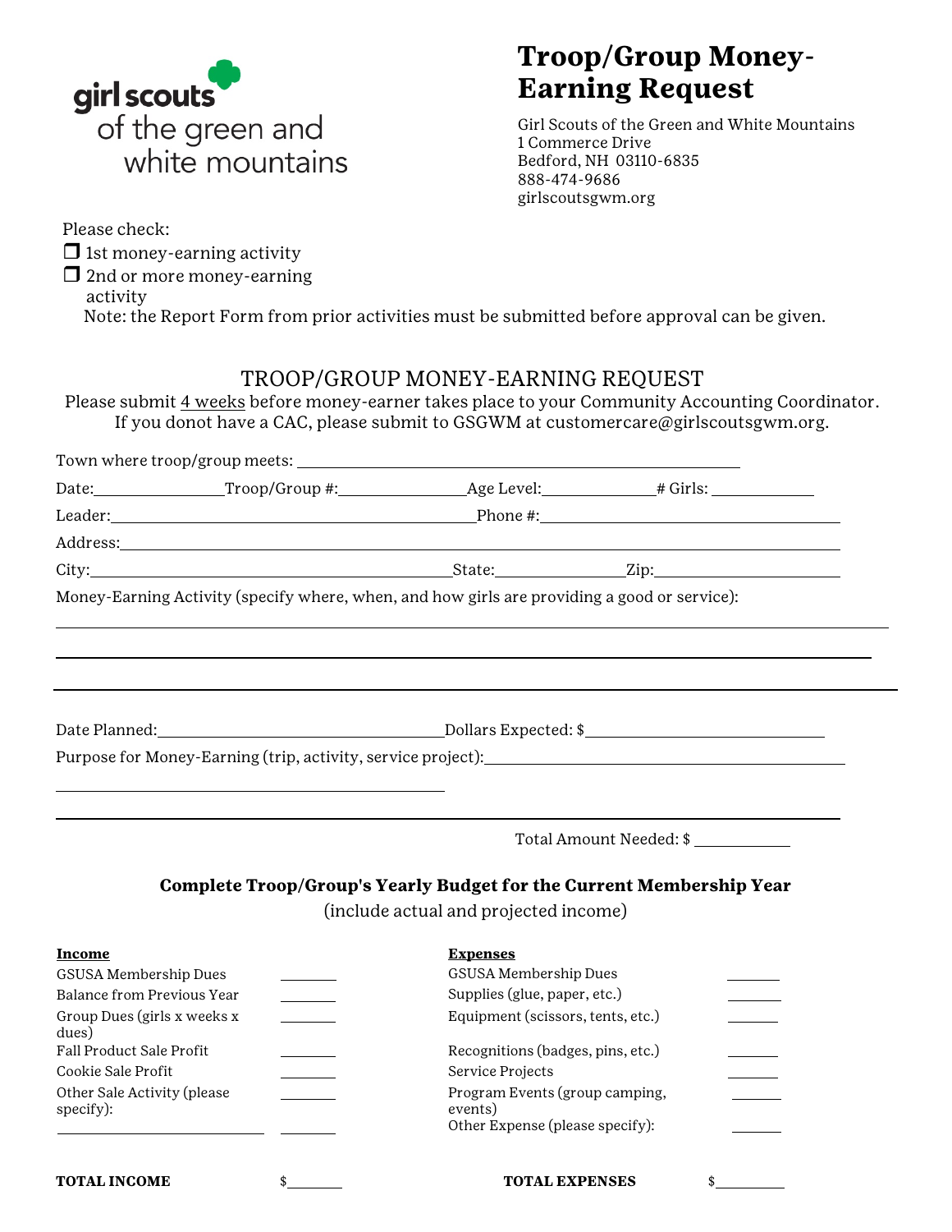girl scouts of the green and white mountains

# Troop/Group Money-Earning Request

Girl Scouts of the Green and White Mountains
1 Commerce Drive
Bedford, NH 03110-6835
888-474-9686
girlscoutsgwm.org

Please check:

- ❒ 1st money-earning activity
- ❒ 2nd or more money-earning activity

Note: the Report Form from prior activities must be submitted before approval can be given.

## TROOP/GROUP MONEY-EARNING REQUEST

Please submit 4 weeks before money-earner takes place to your Community Accounting Coordinator. If you donot have a CAC, please submit to GSGWM at customercare@girlscoutsgwm.org.

Town where troop/group meets: ______________________________

Date: __________ Troop/Group #: __________ Age Level: __________ # Girls: __________

Leader: ______________________________ Phone #: ______________________________

Address: ____________________________________________________________

City: ______________________________ State: __________ Zip: ______________

Money-Earning Activity (specify where, when, and how girls are providing a good or service):

____________________________________________________________

____________________________________________________________

____________________________________________________________

Date Planned: ______________________ Dollars Expected: $ ______________________

Purpose for Money-Earning (trip, activity, service project): ______________________________

____________________________________________________________

____________________________________________________________

Total Amount Needed: $ __________

### Complete Troop/Group's Yearly Budget for the Current Membership Year

(include actual and projected income)

| **Income** | | **Expenses** | |
|---|---|---|---|
| GSUSA Membership Dues | ______ | GSUSA Membership Dues | ______ |
| Balance from Previous Year | ______ | Supplies (glue, paper, etc.) | ______ |
| Group Dues (girls x weeks x dues) | ______ | Equipment (scissors, tents, etc.) | ______ |
| Fall Product Sale Profit | ______ | Recognitions (badges, pins, etc.) | ______ |
| Cookie Sale Profit | ______ | Service Projects | ______ |
| Other Sale Activity (please specify): | ______ | Program Events (group camping, events) | ______ |
| ______________________ | ______ | Other Expense (please specify): | ______ |
| **TOTAL INCOME** | $______ | **TOTAL EXPENSES** | $______ |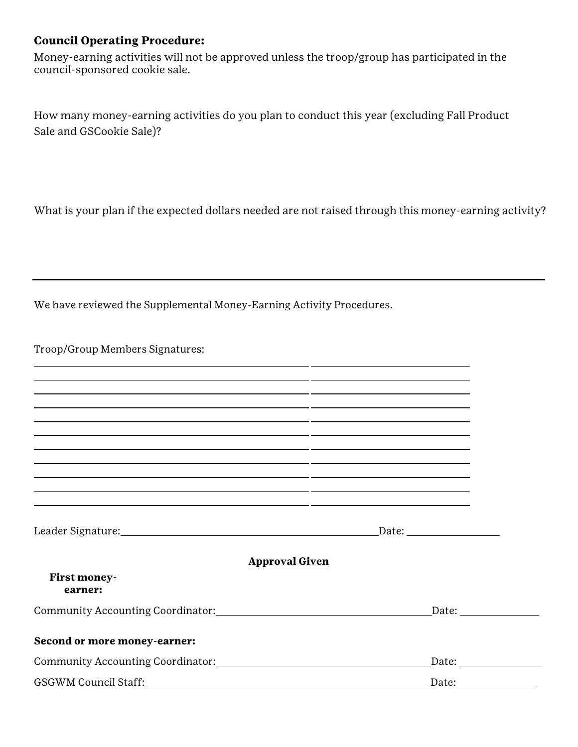**Council Operating Procedure:**

Money-earning activities will not be approved unless the troop/group has participated in the council-sponsored cookie sale.

How many money-earning activities do you plan to conduct this year (excluding Fall Product Sale and GSCookie Sale)?

What is your plan if the expected dollars needed are not raised through this money-earning activity?

---

We have reviewed the Supplemental Money-Earning Activity Procedures.

Troop/Group Members Signatures:

| | |
|---|---|
| | |
| | |
| | |
| | |
| | |
| | |
| | |
| | |
| | |
| | |

Leader Signature:______________________________ Date: ______________

**Approval Given**

**First money-earner:**

Community Accounting Coordinator:______________________________ Date: ______________

**Second or more money-earner:**

Community Accounting Coordinator:______________________________ Date: ______________

GSGWM Council Staff:______________________________ Date: ______________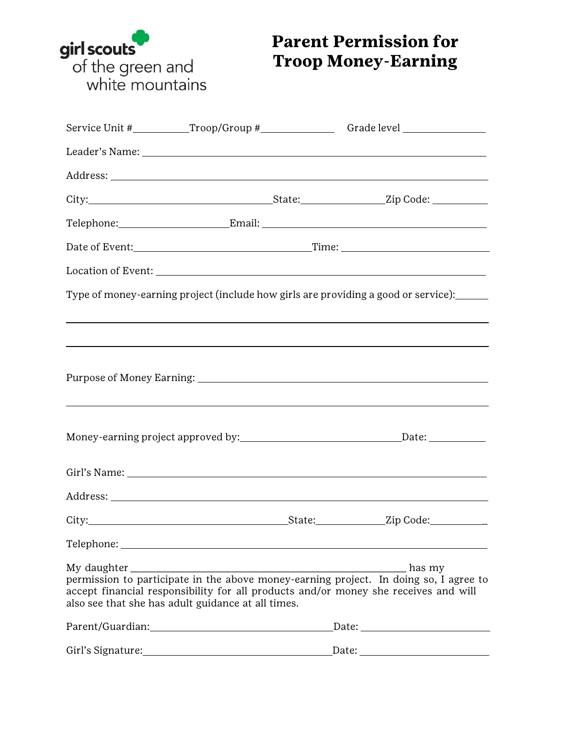girl scouts
of the green and
white mountains

# Parent Permission for Troop Money-Earning

Service Unit #__________ Troop/Group #______________ Grade level _______________

Leader's Name: ______________________________________________________________

Address: ___________________________________________________________________

City: _________________________________ State: _______________ Zip Code: __________

Telephone: ___________________ Email: ______________________________________

Date of Event: _________________________________ Time: _________________________

Location of Event: ____________________________________________________________

Type of money-earning project (include how girls are providing a good or service): ______

_______________________________________________________________________________

_______________________________________________________________________________

Purpose of Money Earning: ______________________________________________________

_______________________________________________________________________________

Money-earning project approved by: _____________________________ Date: __________

Girl's Name: _________________________________________________________________

Address: ___________________________________________________________________

City: ____________________________________ State: _____________ Zip Code: __________

Telephone: __________________________________________________________________

My daughter ____________________________________________________ has my permission to participate in the above money-earning project. In doing so, I agree to accept financial responsibility for all products and/or money she receives and will also see that she has adult guidance at all times.

Parent/Guardian: ___________________________________ Date: _______________________

Girl's Signature: ___________________________________ Date: _______________________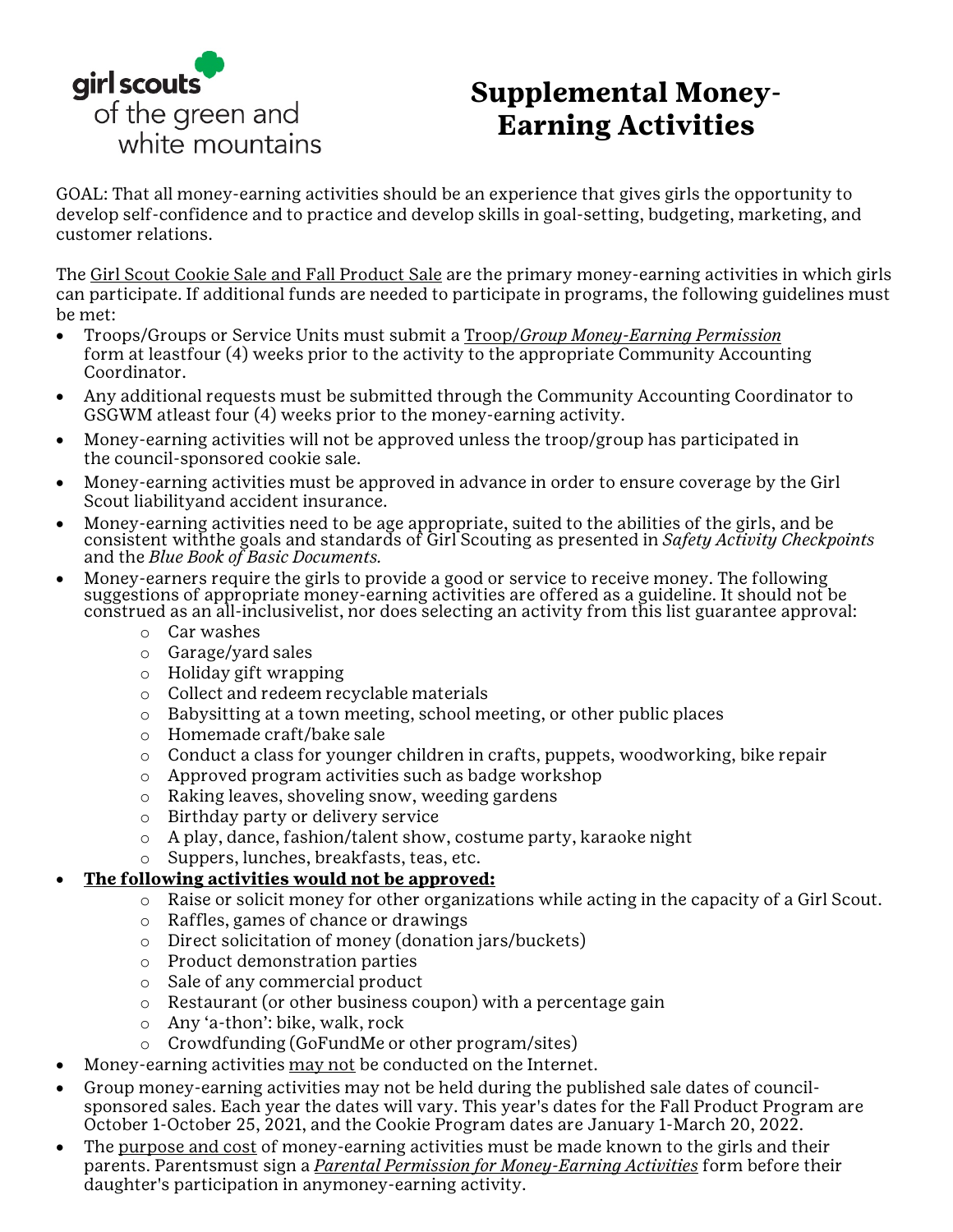girl scouts
of the green and
white mountains

# Supplemental Money-Earning Activities

GOAL: That all money-earning activities should be an experience that gives girls the opportunity to develop self-confidence and to practice and develop skills in goal-setting, budgeting, marketing, and customer relations.

The Girl Scout Cookie Sale and Fall Product Sale are the primary money-earning activities in which girls can participate. If additional funds are needed to participate in programs, the following guidelines must be met:

- Troops/Groups or Service Units must submit a Troop/*Group Money-Earning Permission* form at leastfour (4) weeks prior to the activity to the appropriate Community Accounting Coordinator.
- Any additional requests must be submitted through the Community Accounting Coordinator to GSGWM atleast four (4) weeks prior to the money-earning activity.
- Money-earning activities will not be approved unless the troop/group has participated in the council-sponsored cookie sale.
- Money-earning activities must be approved in advance in order to ensure coverage by the Girl Scout liabilityand accident insurance.
- Money-earning activities need to be age appropriate, suited to the abilities of the girls, and be consistent withthe goals and standards of Girl Scouting as presented in *Safety Activity Checkpoints* and the *Blue Book of Basic Documents.*
- Money-earners require the girls to provide a good or service to receive money. The following suggestions of appropriate money-earning activities are offered as a guideline. It should not be construed as an all-inclusivelist, nor does selecting an activity from this list guarantee approval:
  - Car washes
  - Garage/yard sales
  - Holiday gift wrapping
  - Collect and redeem recyclable materials
  - Babysitting at a town meeting, school meeting, or other public places
  - Homemade craft/bake sale
  - Conduct a class for younger children in crafts, puppets, woodworking, bike repair
  - Approved program activities such as badge workshop
  - Raking leaves, shoveling snow, weeding gardens
  - Birthday party or delivery service
  - A play, dance, fashion/talent show, costume party, karaoke night
  - Suppers, lunches, breakfasts, teas, etc.
- **The following activities would not be approved:**
  - Raise or solicit money for other organizations while acting in the capacity of a Girl Scout.
  - Raffles, games of chance or drawings
  - Direct solicitation of money (donation jars/buckets)
  - Product demonstration parties
  - Sale of any commercial product
  - Restaurant (or other business coupon) with a percentage gain
  - Any 'a-thon': bike, walk, rock
  - Crowdfunding (GoFundMe or other program/sites)
- Money-earning activities may not be conducted on the Internet.
- Group money-earning activities may not be held during the published sale dates of council-sponsored sales. Each year the dates will vary. This year's dates for the Fall Product Program are October 1-October 25, 2021, and the Cookie Program dates are January 1-March 20, 2022.
- The purpose and cost of money-earning activities must be made known to the girls and their parents. Parentsmust sign a *Parental Permission for Money-Earning Activities* form before their daughter's participation in anymoney-earning activity.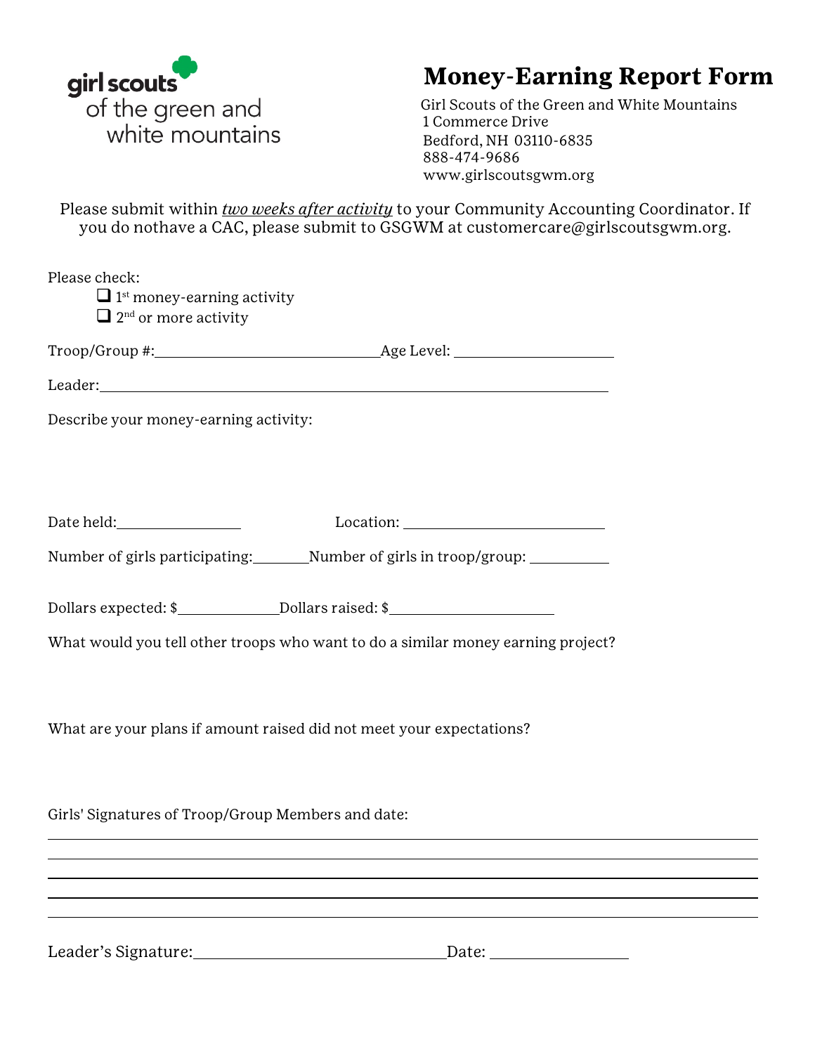girl scouts
of the green and
white mountains

# Money-Earning Report Form

Girl Scouts of the Green and White Mountains
1 Commerce Drive
Bedford, NH 03110-6835
888-474-9686
www.girlscoutsgwm.org

Please submit within *two weeks after activity* to your Community Accounting Coordinator. If you do nothave a CAC, please submit to GSGWM at customercare@girlscoutsgwm.org.

Please check:

- ☐ 1st money-earning activity
- ☐ 2nd or more activity

Troop/Group #:\_\_\_\_\_\_\_\_\_\_\_\_\_\_\_\_\_\_\_\_ Age Level: \_\_\_\_\_\_\_\_\_\_\_\_\_\_\_

Leader:\_\_\_\_\_\_\_\_\_\_\_\_\_\_\_\_\_\_\_\_\_\_\_\_\_\_\_\_\_\_\_\_\_\_\_\_\_\_\_\_\_\_\_\_

Describe your money-earning activity:

Date held:\_\_\_\_\_\_\_\_\_\_\_\_ Location: \_\_\_\_\_\_\_\_\_\_\_\_\_\_\_\_\_\_

Number of girls participating:\_\_\_\_\_ Number of girls in troop/group: \_\_\_\_\_\_\_

Dollars expected: $\_\_\_\_\_\_\_\_\_ Dollars raised: $\_\_\_\_\_\_\_\_\_\_\_\_\_\_

What would you tell other troops who want to do a similar money earning project?

What are your plans if amount raised did not meet your expectations?

Girls' Signatures of Troop/Group Members and date:

\_\_\_\_\_\_\_\_\_\_\_\_\_\_\_\_\_\_\_\_\_\_\_\_\_\_\_\_\_\_\_\_\_\_\_\_\_\_\_\_\_\_\_\_\_\_\_\_\_\_\_\_\_\_\_\_\_\_\_\_

\_\_\_\_\_\_\_\_\_\_\_\_\_\_\_\_\_\_\_\_\_\_\_\_\_\_\_\_\_\_\_\_\_\_\_\_\_\_\_\_\_\_\_\_\_\_\_\_\_\_\_\_\_\_\_\_\_\_\_\_

\_\_\_\_\_\_\_\_\_\_\_\_\_\_\_\_\_\_\_\_\_\_\_\_\_\_\_\_\_\_\_\_\_\_\_\_\_\_\_\_\_\_\_\_\_\_\_\_\_\_\_\_\_\_\_\_\_\_\_\_

\_\_\_\_\_\_\_\_\_\_\_\_\_\_\_\_\_\_\_\_\_\_\_\_\_\_\_\_\_\_\_\_\_\_\_\_\_\_\_\_\_\_\_\_\_\_\_\_\_\_\_\_\_\_\_\_\_\_\_\_

\_\_\_\_\_\_\_\_\_\_\_\_\_\_\_\_\_\_\_\_\_\_\_\_\_\_\_\_\_\_\_\_\_\_\_\_\_\_\_\_\_\_\_\_\_\_\_\_\_\_\_\_\_\_\_\_\_\_\_\_

Leader's Signature:\_\_\_\_\_\_\_\_\_\_\_\_\_\_\_\_\_\_\_\_\_\_\_ Date: \_\_\_\_\_\_\_\_\_\_\_\_